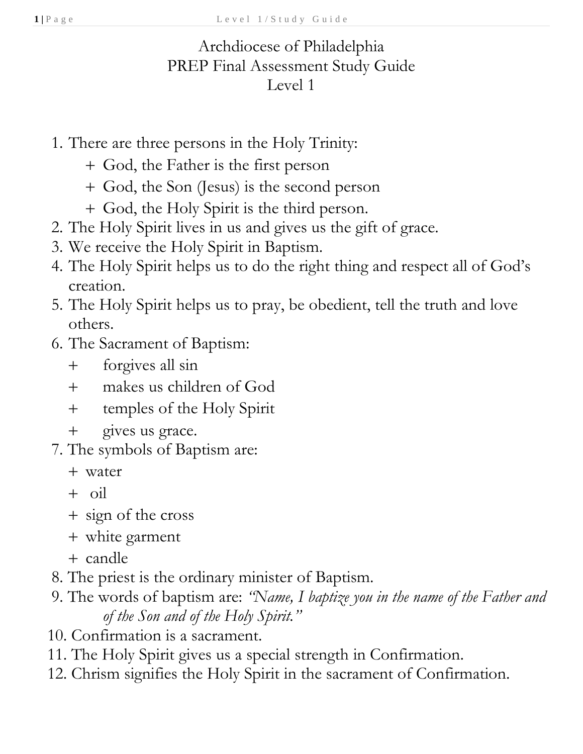# Archdiocese of Philadelphia
## PREP Final Assessment Study Guide
### Level 1

1. There are three persons in the Holy Trinity:
   + God, the Father is the first person
   + God, the Son (Jesus) is the second person
   + God, the Holy Spirit is the third person.
2. The Holy Spirit lives in us and gives us the gift of grace.
3. We receive the Holy Spirit in Baptism.
4. The Holy Spirit helps us to do the right thing and respect all of God's creation.
5. The Holy Spirit helps us to pray, be obedient, tell the truth and love others.
6. The Sacrament of Baptism:
   + forgives all sin
   + makes us children of God
   + temples of the Holy Spirit
   + gives us grace.
7. The symbols of Baptism are:
   + water
   + oil
   + sign of the cross
   + white garment
   + candle
8. The priest is the ordinary minister of Baptism.
9. The words of baptism are: *"Name, I baptize you in the name of the Father and of the Son and of the Holy Spirit."*
10. Confirmation is a sacrament.
11. The Holy Spirit gives us a special strength in Confirmation.
12. Chrism signifies the Holy Spirit in the sacrament of Confirmation.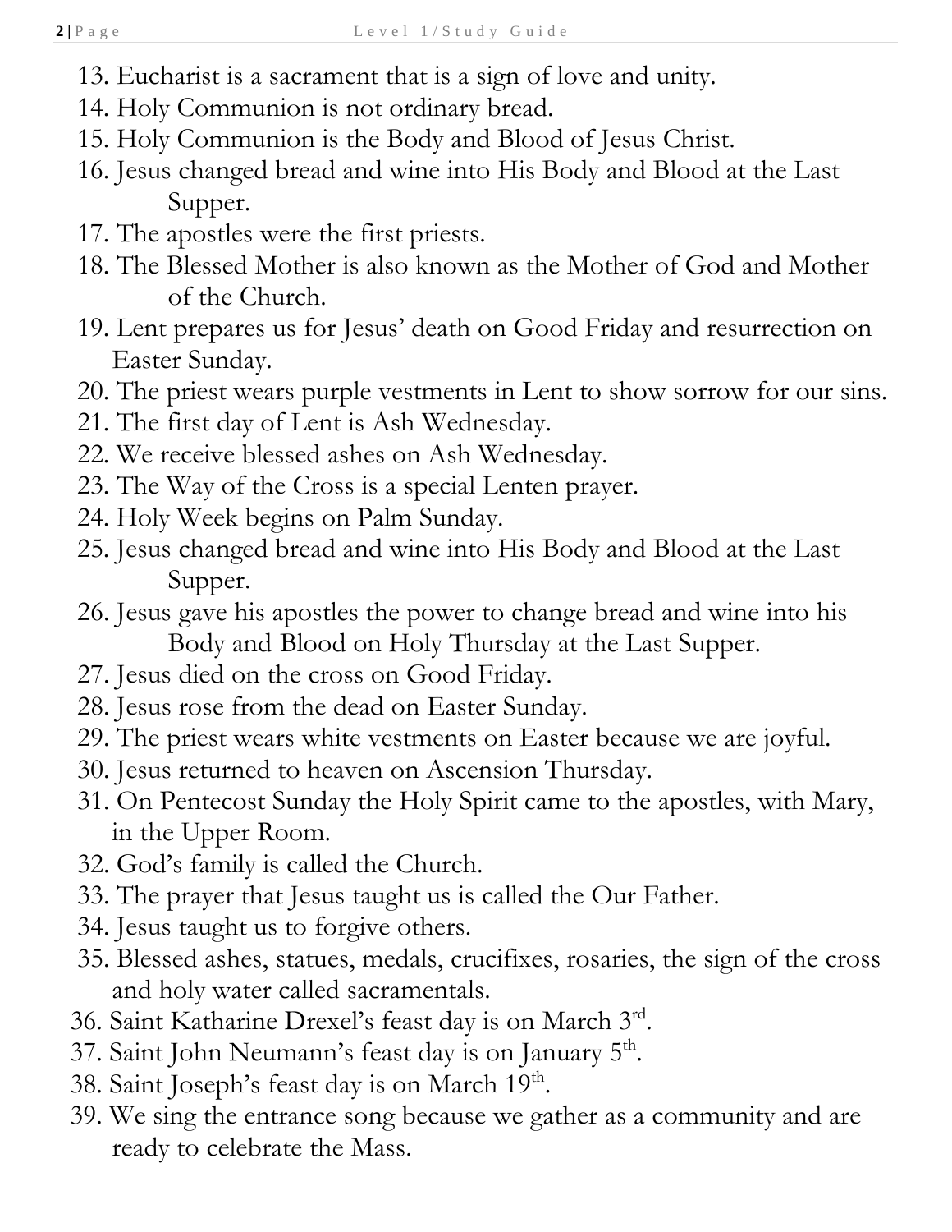13. Eucharist is a sacrament that is a sign of love and unity.
14. Holy Communion is not ordinary bread.
15. Holy Communion is the Body and Blood of Jesus Christ.
16. Jesus changed bread and wine into His Body and Blood at the Last Supper.
17. The apostles were the first priests.
18. The Blessed Mother is also known as the Mother of God and Mother of the Church.
19. Lent prepares us for Jesus' death on Good Friday and resurrection on Easter Sunday.
20. The priest wears purple vestments in Lent to show sorrow for our sins.
21. The first day of Lent is Ash Wednesday.
22. We receive blessed ashes on Ash Wednesday.
23. The Way of the Cross is a special Lenten prayer.
24. Holy Week begins on Palm Sunday.
25. Jesus changed bread and wine into His Body and Blood at the Last Supper.
26. Jesus gave his apostles the power to change bread and wine into his Body and Blood on Holy Thursday at the Last Supper.
27. Jesus died on the cross on Good Friday.
28. Jesus rose from the dead on Easter Sunday.
29. The priest wears white vestments on Easter because we are joyful.
30. Jesus returned to heaven on Ascension Thursday.
31. On Pentecost Sunday the Holy Spirit came to the apostles, with Mary, in the Upper Room.
32. God's family is called the Church.
33. The prayer that Jesus taught us is called the Our Father.
34. Jesus taught us to forgive others.
35. Blessed ashes, statues, medals, crucifixes, rosaries, the sign of the cross and holy water called sacramentals.
36. Saint Katharine Drexel's feast day is on March 3rd.
37. Saint John Neumann's feast day is on January 5th.
38. Saint Joseph's feast day is on March 19th.
39. We sing the entrance song because we gather as a community and are ready to celebrate the Mass.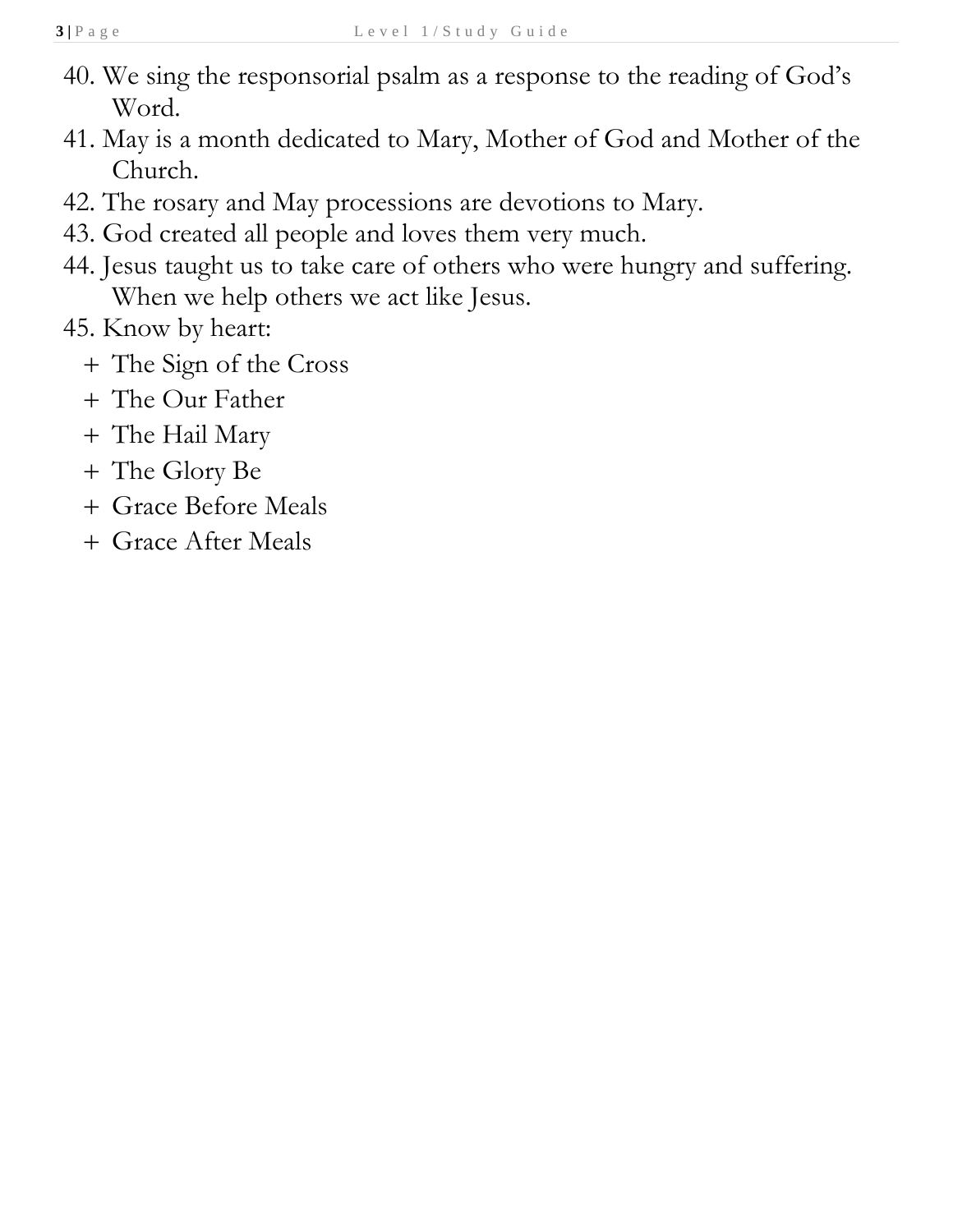40. We sing the responsorial psalm as a response to the reading of God's Word.
41. May is a month dedicated to Mary, Mother of God and Mother of the Church.
42. The rosary and May processions are devotions to Mary.
43. God created all people and loves them very much.
44. Jesus taught us to take care of others who were hungry and suffering. When we help others we act like Jesus.
45. Know by heart:
    + The Sign of the Cross
    + The Our Father
    + The Hail Mary
    + The Glory Be
    + Grace Before Meals
    + Grace After Meals